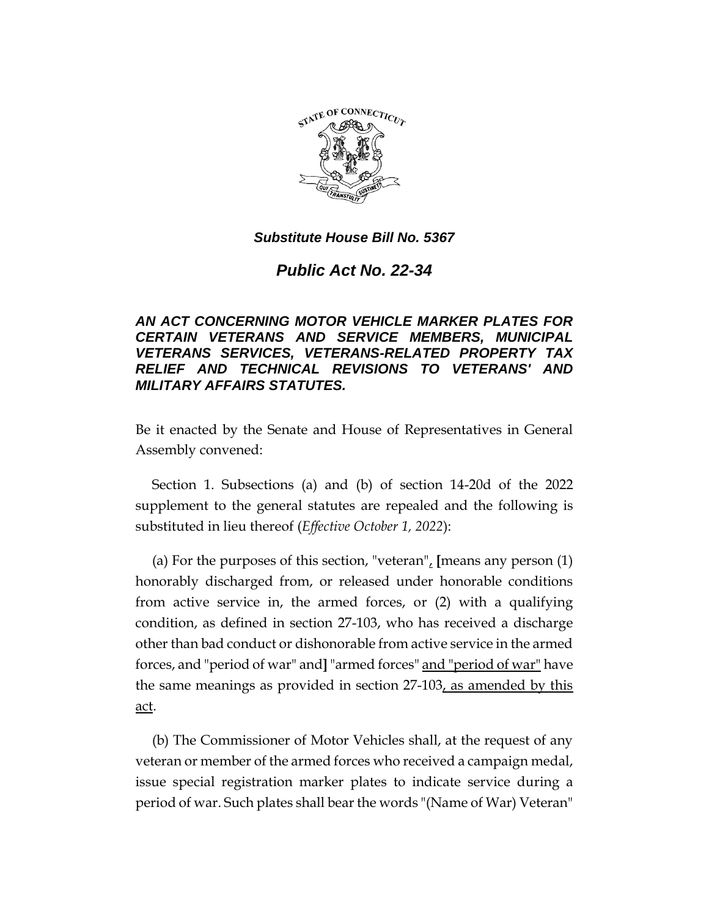***Substitute House Bill No. 5367***

# *Public Act No. 22-34*

***AN ACT CONCERNING MOTOR VEHICLE MARKER PLATES FOR CERTAIN VETERANS AND SERVICE MEMBERS, MUNICIPAL VETERANS SERVICES, VETERANS-RELATED PROPERTY TAX RELIEF AND TECHNICAL REVISIONS TO VETERANS' AND MILITARY AFFAIRS STATUTES.***

Be it enacted by the Senate and House of Representatives in General Assembly convened:

Section 1. Subsections (a) and (b) of section 14-20d of the 2022 supplement to the general statutes are repealed and the following is substituted in lieu thereof (*Effective October 1, 2022*):

(a) For the purposes of this section, "veteran"<u>,</u> **[**means any person (1) honorably discharged from, or released under honorable conditions from active service in, the armed forces, or (2) with a qualifying condition, as defined in section 27-103, who has received a discharge other than bad conduct or dishonorable from active service in the armed forces, and "period of war" and**]** "armed forces" <u>and "period of war"</u> have the same meanings as provided in section 27-103<u>, as amended by this act</u>.

(b) The Commissioner of Motor Vehicles shall, at the request of any veteran or member of the armed forces who received a campaign medal, issue special registration marker plates to indicate service during a period of war. Such plates shall bear the words "(Name of War) Veteran"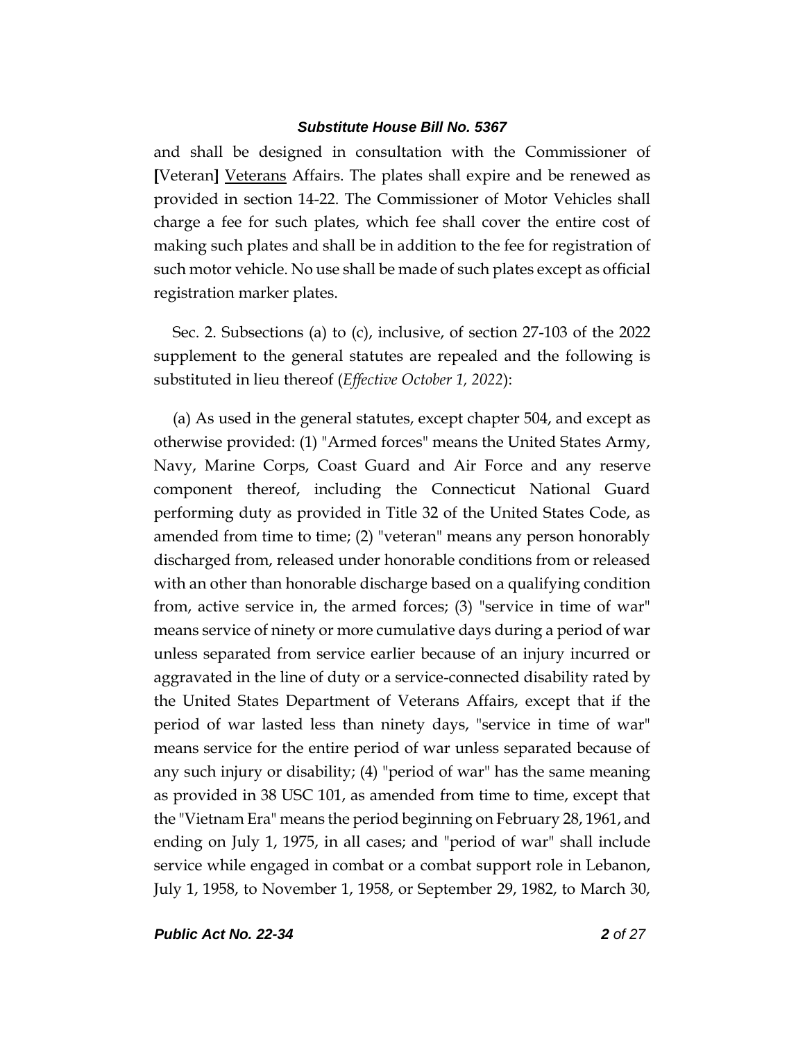and shall be designed in consultation with the Commissioner of [Veteran] <u>Veterans</u> Affairs. The plates shall expire and be renewed as provided in section 14-22. The Commissioner of Motor Vehicles shall charge a fee for such plates, which fee shall cover the entire cost of making such plates and shall be in addition to the fee for registration of such motor vehicle. No use shall be made of such plates except as official registration marker plates.

Sec. 2. Subsections (a) to (c), inclusive, of section 27-103 of the 2022 supplement to the general statutes are repealed and the following is substituted in lieu thereof (*Effective October 1, 2022*):

(a) As used in the general statutes, except chapter 504, and except as otherwise provided: (1) "Armed forces" means the United States Army, Navy, Marine Corps, Coast Guard and Air Force and any reserve component thereof, including the Connecticut National Guard performing duty as provided in Title 32 of the United States Code, as amended from time to time; (2) "veteran" means any person honorably discharged from, released under honorable conditions from or released with an other than honorable discharge based on a qualifying condition from, active service in, the armed forces; (3) "service in time of war" means service of ninety or more cumulative days during a period of war unless separated from service earlier because of an injury incurred or aggravated in the line of duty or a service-connected disability rated by the United States Department of Veterans Affairs, except that if the period of war lasted less than ninety days, "service in time of war" means service for the entire period of war unless separated because of any such injury or disability; (4) "period of war" has the same meaning as provided in 38 USC 101, as amended from time to time, except that the "Vietnam Era" means the period beginning on February 28, 1961, and ending on July 1, 1975, in all cases; and "period of war" shall include service while engaged in combat or a combat support role in Lebanon, July 1, 1958, to November 1, 1958, or September 29, 1982, to March 30,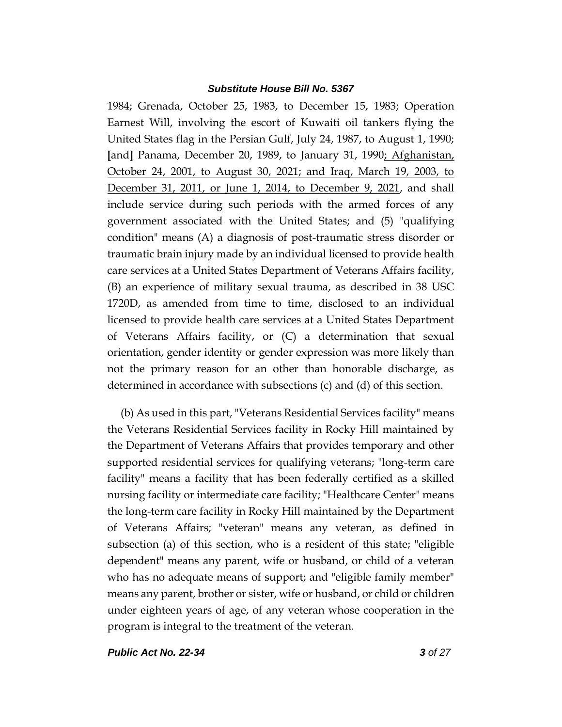1984; Grenada, October 25, 1983, to December 15, 1983; Operation Earnest Will, involving the escort of Kuwaiti oil tankers flying the United States flag in the Persian Gulf, July 24, 1987, to August 1, 1990; **[**and**]** Panama, December 20, 1989, to January 31, 1990<u>; Afghanistan, October 24, 2001, to August 30, 2021; and Iraq, March 19, 2003, to December 31, 2011, or June 1, 2014, to December 9, 2021</u>, and shall include service during such periods with the armed forces of any government associated with the United States; and (5) "qualifying condition" means (A) a diagnosis of post-traumatic stress disorder or traumatic brain injury made by an individual licensed to provide health care services at a United States Department of Veterans Affairs facility, (B) an experience of military sexual trauma, as described in 38 USC 1720D, as amended from time to time, disclosed to an individual licensed to provide health care services at a United States Department of Veterans Affairs facility, or (C) a determination that sexual orientation, gender identity or gender expression was more likely than not the primary reason for an other than honorable discharge, as determined in accordance with subsections (c) and (d) of this section.

(b) As used in this part, "Veterans Residential Services facility" means the Veterans Residential Services facility in Rocky Hill maintained by the Department of Veterans Affairs that provides temporary and other supported residential services for qualifying veterans; "long-term care facility" means a facility that has been federally certified as a skilled nursing facility or intermediate care facility; "Healthcare Center" means the long-term care facility in Rocky Hill maintained by the Department of Veterans Affairs; "veteran" means any veteran, as defined in subsection (a) of this section, who is a resident of this state; "eligible dependent" means any parent, wife or husband, or child of a veteran who has no adequate means of support; and "eligible family member" means any parent, brother or sister, wife or husband, or child or children under eighteen years of age, of any veteran whose cooperation in the program is integral to the treatment of the veteran.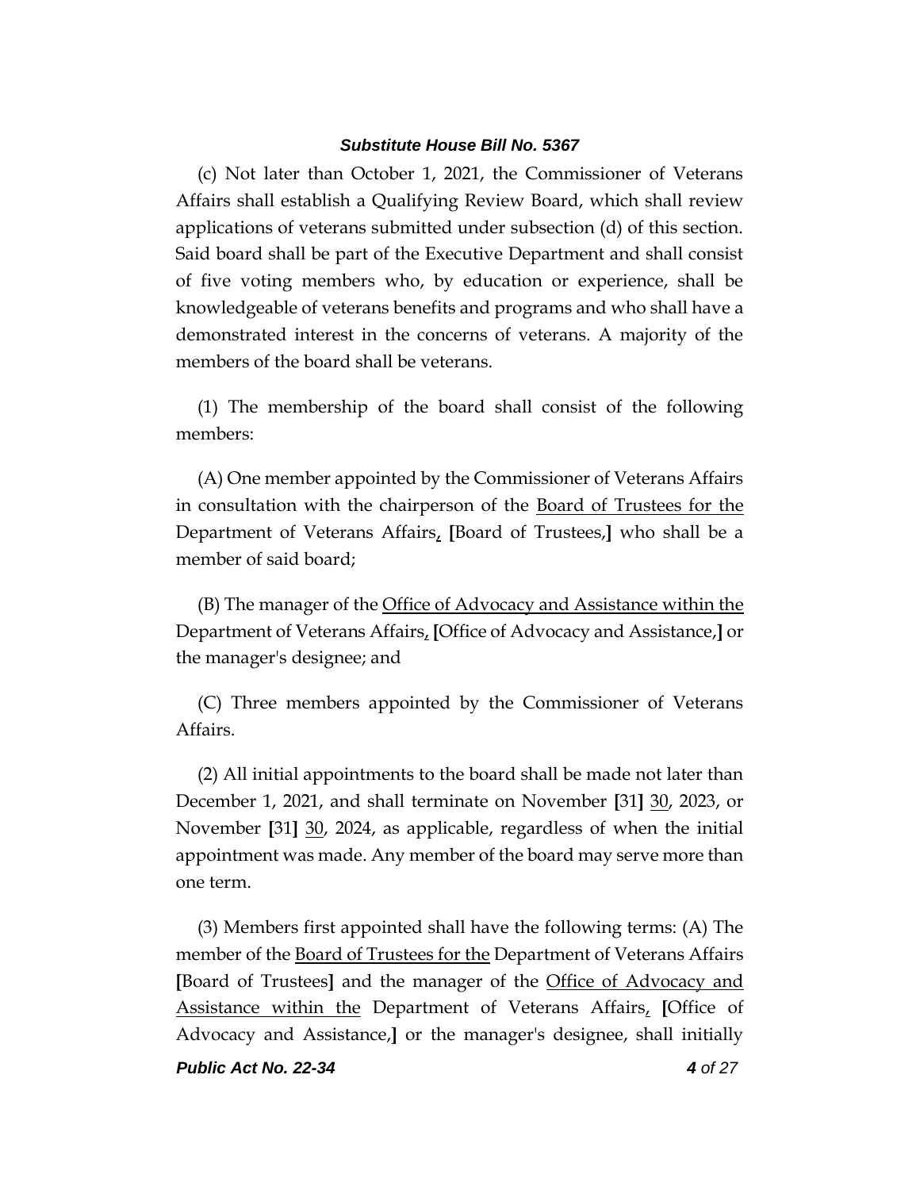(c) Not later than October 1, 2021, the Commissioner of Veterans Affairs shall establish a Qualifying Review Board, which shall review applications of veterans submitted under subsection (d) of this section. Said board shall be part of the Executive Department and shall consist of five voting members who, by education or experience, shall be knowledgeable of veterans benefits and programs and who shall have a demonstrated interest in the concerns of veterans. A majority of the members of the board shall be veterans.

(1) The membership of the board shall consist of the following members:

(A) One member appointed by the Commissioner of Veterans Affairs in consultation with the chairperson of the <u>Board of Trustees for the</u> Department of Veterans Affairs<u>,</u> **[**Board of Trustees,**]** who shall be a member of said board;

(B) The manager of the <u>Office of Advocacy and Assistance within the</u> Department of Veterans Affairs<u>,</u> **[**Office of Advocacy and Assistance,**]** or the manager's designee; and

(C) Three members appointed by the Commissioner of Veterans Affairs.

(2) All initial appointments to the board shall be made not later than December 1, 2021, and shall terminate on November **[**31**]** <u>30</u>, 2023, or November **[**31**]** <u>30</u>, 2024, as applicable, regardless of when the initial appointment was made. Any member of the board may serve more than one term.

(3) Members first appointed shall have the following terms: (A) The member of the <u>Board of Trustees for the</u> Department of Veterans Affairs **[**Board of Trustees**]** and the manager of the <u>Office of Advocacy and Assistance within the</u> Department of Veterans Affairs<u>,</u> **[**Office of Advocacy and Assistance,**]** or the manager's designee, shall initially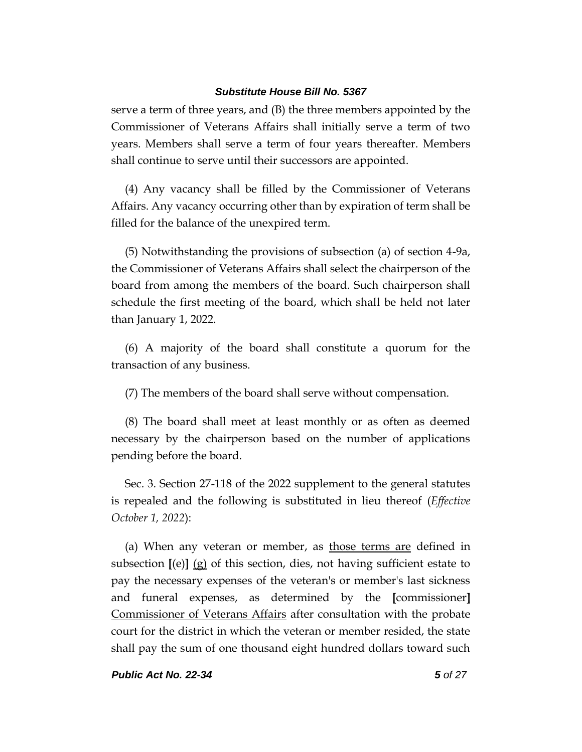serve a term of three years, and (B) the three members appointed by the Commissioner of Veterans Affairs shall initially serve a term of two years. Members shall serve a term of four years thereafter. Members shall continue to serve until their successors are appointed.

(4) Any vacancy shall be filled by the Commissioner of Veterans Affairs. Any vacancy occurring other than by expiration of term shall be filled for the balance of the unexpired term.

(5) Notwithstanding the provisions of subsection (a) of section 4-9a, the Commissioner of Veterans Affairs shall select the chairperson of the board from among the members of the board. Such chairperson shall schedule the first meeting of the board, which shall be held not later than January 1, 2022.

(6) A majority of the board shall constitute a quorum for the transaction of any business.

(7) The members of the board shall serve without compensation.

(8) The board shall meet at least monthly or as often as deemed necessary by the chairperson based on the number of applications pending before the board.

Sec. 3. Section 27-118 of the 2022 supplement to the general statutes is repealed and the following is substituted in lieu thereof (*Effective October 1, 2022*):

(a) When any veteran or member, as <u>those terms are</u> defined in subsection **[**(e)**]** <u>(g)</u> of this section, dies, not having sufficient estate to pay the necessary expenses of the veteran's or member's last sickness and funeral expenses, as determined by the **[**commissioner**]** <u>Commissioner of Veterans Affairs</u> after consultation with the probate court for the district in which the veteran or member resided, the state shall pay the sum of one thousand eight hundred dollars toward such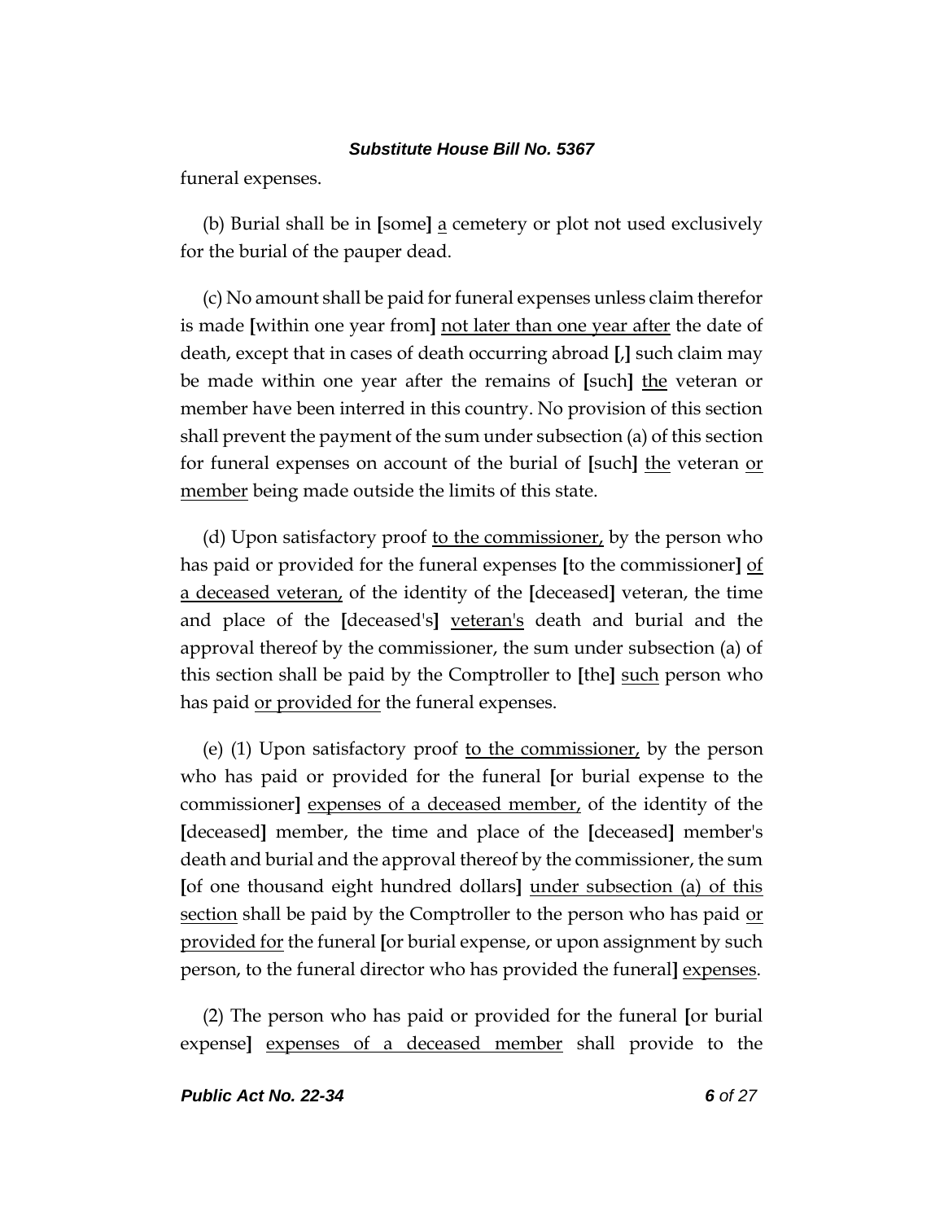funeral expenses.

(b) Burial shall be in [some] a cemetery or plot not used exclusively for the burial of the pauper dead.

(c) No amount shall be paid for funeral expenses unless claim therefor is made [within one year from] not later than one year after the date of death, except that in cases of death occurring abroad [,] such claim may be made within one year after the remains of [such] the veteran or member have been interred in this country. No provision of this section shall prevent the payment of the sum under subsection (a) of this section for funeral expenses on account of the burial of [such] the veteran or member being made outside the limits of this state.

(d) Upon satisfactory proof to the commissioner, by the person who has paid or provided for the funeral expenses [to the commissioner] of a deceased veteran, of the identity of the [deceased] veteran, the time and place of the [deceased's] veteran's death and burial and the approval thereof by the commissioner, the sum under subsection (a) of this section shall be paid by the Comptroller to [the] such person who has paid or provided for the funeral expenses.

(e) (1) Upon satisfactory proof to the commissioner, by the person who has paid or provided for the funeral [or burial expense to the commissioner] expenses of a deceased member, of the identity of the [deceased] member, the time and place of the [deceased] member's death and burial and the approval thereof by the commissioner, the sum [of one thousand eight hundred dollars] under subsection (a) of this section shall be paid by the Comptroller to the person who has paid or provided for the funeral [or burial expense, or upon assignment by such person, to the funeral director who has provided the funeral] expenses.

(2) The person who has paid or provided for the funeral [or burial expense] expenses of a deceased member shall provide to the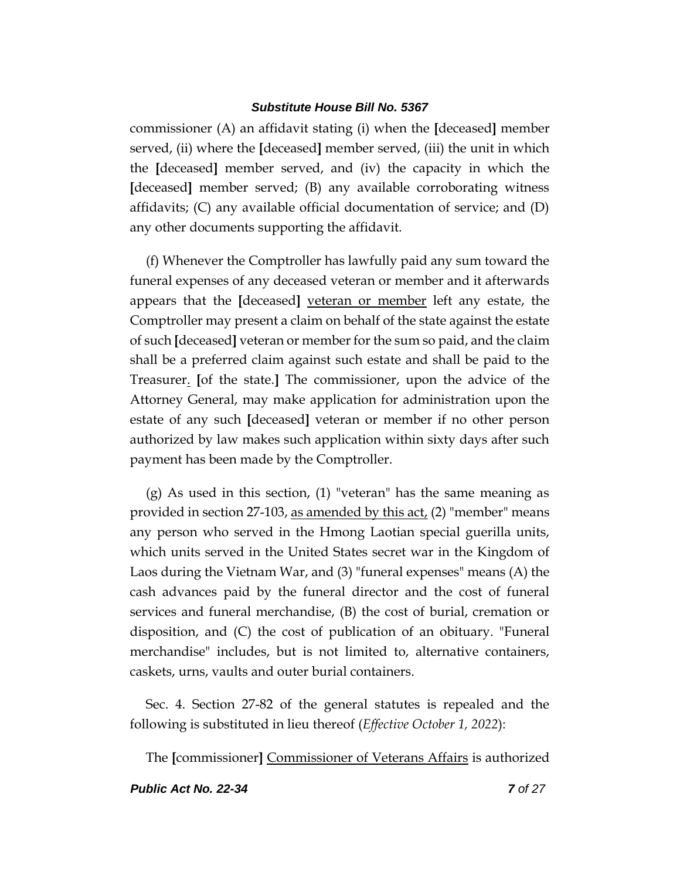commissioner (A) an affidavit stating (i) when the [deceased] member served, (ii) where the [deceased] member served, (iii) the unit in which the [deceased] member served, and (iv) the capacity in which the [deceased] member served; (B) any available corroborating witness affidavits; (C) any available official documentation of service; and (D) any other documents supporting the affidavit.

(f) Whenever the Comptroller has lawfully paid any sum toward the funeral expenses of any deceased veteran or member and it afterwards appears that the [deceased] veteran or member left any estate, the Comptroller may present a claim on behalf of the state against the estate of such [deceased] veteran or member for the sum so paid, and the claim shall be a preferred claim against such estate and shall be paid to the Treasurer. [of the state.] The commissioner, upon the advice of the Attorney General, may make application for administration upon the estate of any such [deceased] veteran or member if no other person authorized by law makes such application within sixty days after such payment has been made by the Comptroller.

(g) As used in this section, (1) "veteran" has the same meaning as provided in section 27-103, as amended by this act, (2) "member" means any person who served in the Hmong Laotian special guerilla units, which units served in the United States secret war in the Kingdom of Laos during the Vietnam War, and (3) "funeral expenses" means (A) the cash advances paid by the funeral director and the cost of funeral services and funeral merchandise, (B) the cost of burial, cremation or disposition, and (C) the cost of publication of an obituary. "Funeral merchandise" includes, but is not limited to, alternative containers, caskets, urns, vaults and outer burial containers.

Sec. 4. Section 27-82 of the general statutes is repealed and the following is substituted in lieu thereof (*Effective October 1, 2022*):

The [commissioner] Commissioner of Veterans Affairs is authorized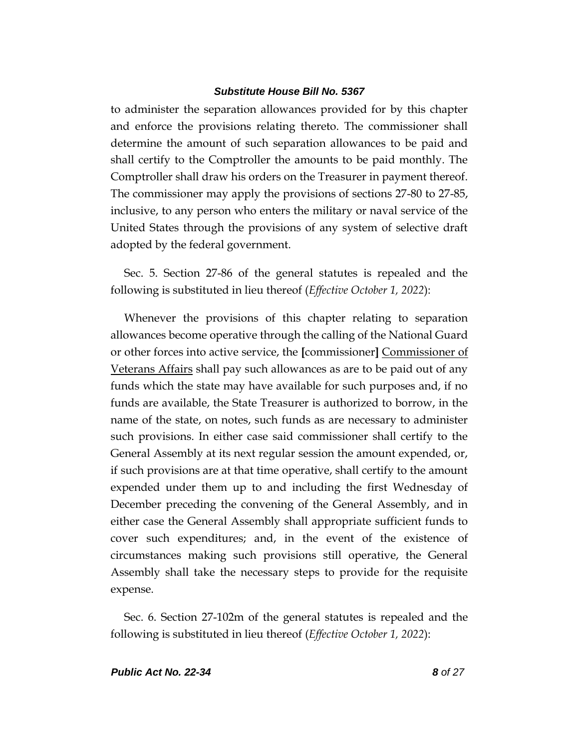to administer the separation allowances provided for by this chapter and enforce the provisions relating thereto. The commissioner shall determine the amount of such separation allowances to be paid and shall certify to the Comptroller the amounts to be paid monthly. The Comptroller shall draw his orders on the Treasurer in payment thereof. The commissioner may apply the provisions of sections 27-80 to 27-85, inclusive, to any person who enters the military or naval service of the United States through the provisions of any system of selective draft adopted by the federal government.

Sec. 5. Section 27-86 of the general statutes is repealed and the following is substituted in lieu thereof (*Effective October 1, 2022*):

Whenever the provisions of this chapter relating to separation allowances become operative through the calling of the National Guard or other forces into active service, the **[**commissioner**]** Commissioner of Veterans Affairs shall pay such allowances as are to be paid out of any funds which the state may have available for such purposes and, if no funds are available, the State Treasurer is authorized to borrow, in the name of the state, on notes, such funds as are necessary to administer such provisions. In either case said commissioner shall certify to the General Assembly at its next regular session the amount expended, or, if such provisions are at that time operative, shall certify to the amount expended under them up to and including the first Wednesday of December preceding the convening of the General Assembly, and in either case the General Assembly shall appropriate sufficient funds to cover such expenditures; and, in the event of the existence of circumstances making such provisions still operative, the General Assembly shall take the necessary steps to provide for the requisite expense.

Sec. 6. Section 27-102m of the general statutes is repealed and the following is substituted in lieu thereof (*Effective October 1, 2022*):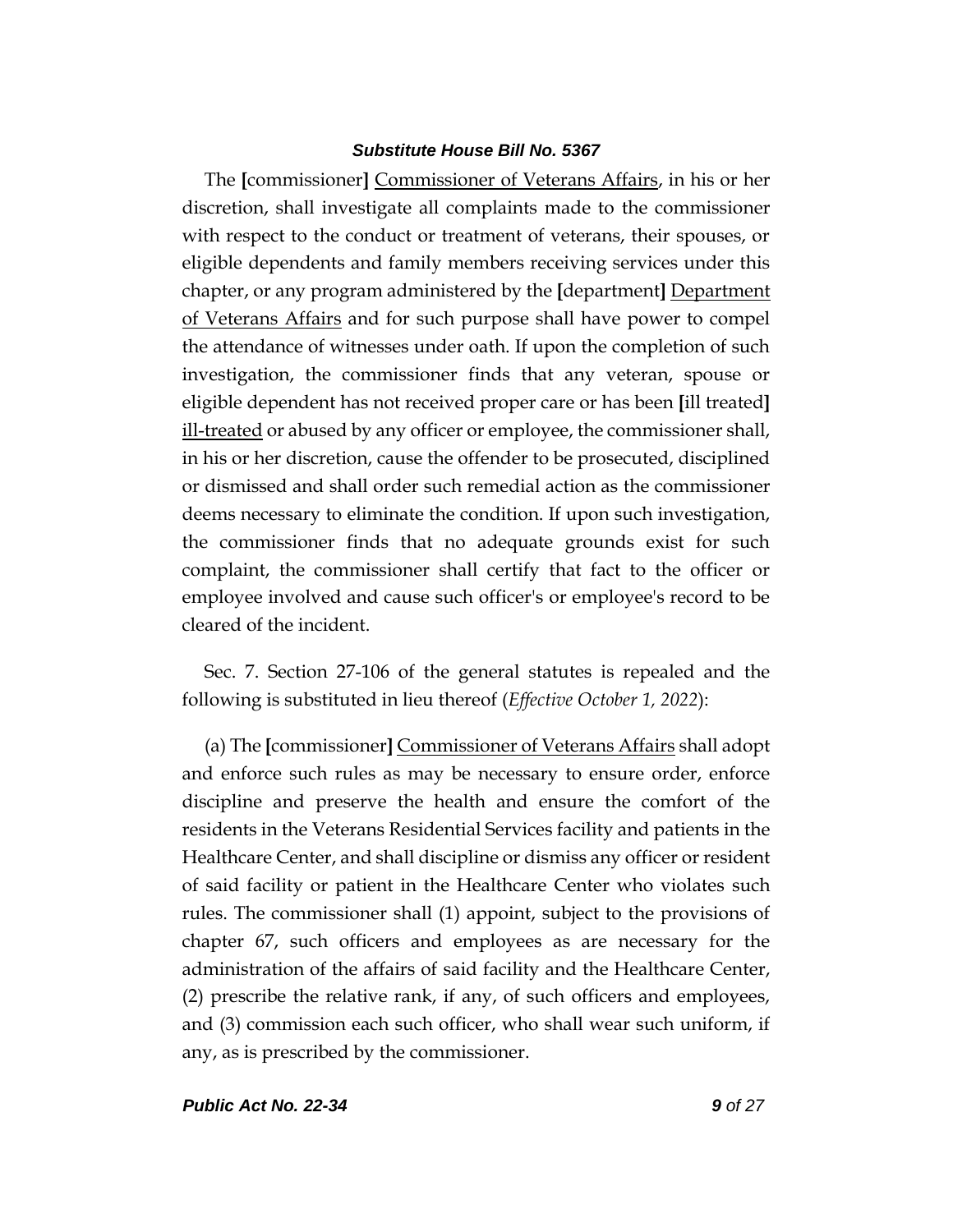The [commissioner] Commissioner of Veterans Affairs, in his or her discretion, shall investigate all complaints made to the commissioner with respect to the conduct or treatment of veterans, their spouses, or eligible dependents and family members receiving services under this chapter, or any program administered by the [department] Department of Veterans Affairs and for such purpose shall have power to compel the attendance of witnesses under oath. If upon the completion of such investigation, the commissioner finds that any veteran, spouse or eligible dependent has not received proper care or has been [ill treated] ill-treated or abused by any officer or employee, the commissioner shall, in his or her discretion, cause the offender to be prosecuted, disciplined or dismissed and shall order such remedial action as the commissioner deems necessary to eliminate the condition. If upon such investigation, the commissioner finds that no adequate grounds exist for such complaint, the commissioner shall certify that fact to the officer or employee involved and cause such officer's or employee's record to be cleared of the incident.

Sec. 7. Section 27-106 of the general statutes is repealed and the following is substituted in lieu thereof (*Effective October 1, 2022*):

(a) The [commissioner] Commissioner of Veterans Affairs shall adopt and enforce such rules as may be necessary to ensure order, enforce discipline and preserve the health and ensure the comfort of the residents in the Veterans Residential Services facility and patients in the Healthcare Center, and shall discipline or dismiss any officer or resident of said facility or patient in the Healthcare Center who violates such rules. The commissioner shall (1) appoint, subject to the provisions of chapter 67, such officers and employees as are necessary for the administration of the affairs of said facility and the Healthcare Center, (2) prescribe the relative rank, if any, of such officers and employees, and (3) commission each such officer, who shall wear such uniform, if any, as is prescribed by the commissioner.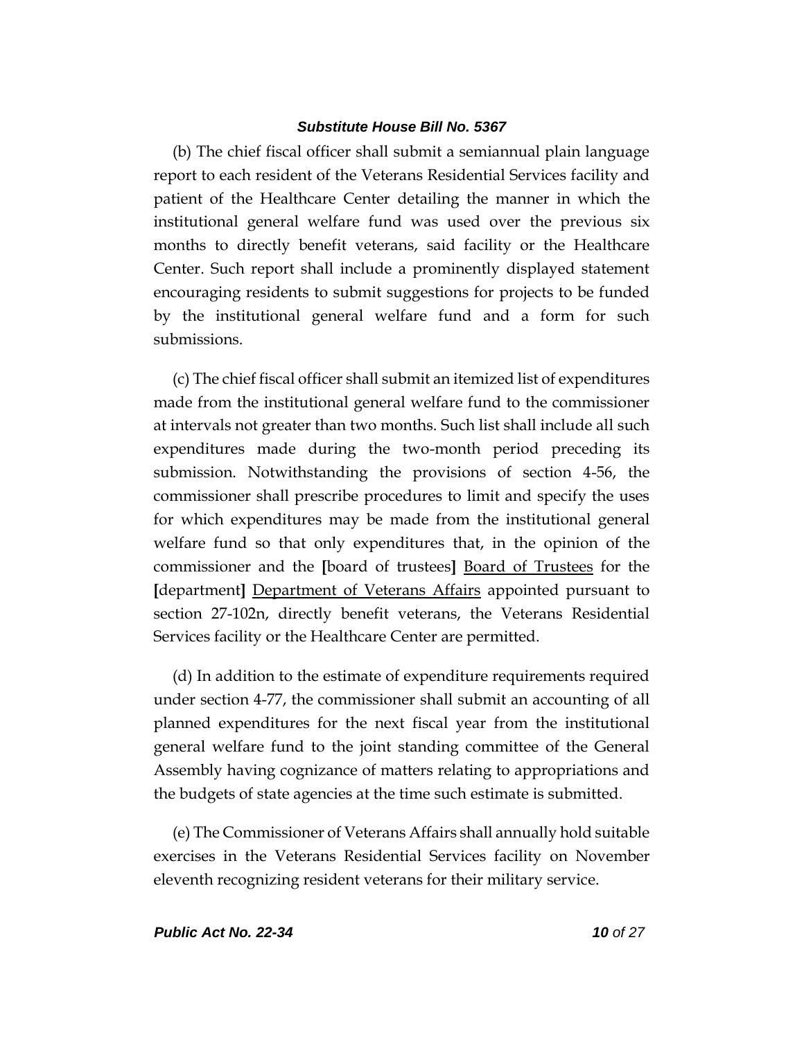(b) The chief fiscal officer shall submit a semiannual plain language report to each resident of the Veterans Residential Services facility and patient of the Healthcare Center detailing the manner in which the institutional general welfare fund was used over the previous six months to directly benefit veterans, said facility or the Healthcare Center. Such report shall include a prominently displayed statement encouraging residents to submit suggestions for projects to be funded by the institutional general welfare fund and a form for such submissions.

(c) The chief fiscal officer shall submit an itemized list of expenditures made from the institutional general welfare fund to the commissioner at intervals not greater than two months. Such list shall include all such expenditures made during the two-month period preceding its submission. Notwithstanding the provisions of section 4-56, the commissioner shall prescribe procedures to limit and specify the uses for which expenditures may be made from the institutional general welfare fund so that only expenditures that, in the opinion of the commissioner and the **[**board of trustees**]** <u>Board of Trustees</u> for the **[**department**]** <u>Department of Veterans Affairs</u> appointed pursuant to section 27-102n, directly benefit veterans, the Veterans Residential Services facility or the Healthcare Center are permitted.

(d) In addition to the estimate of expenditure requirements required under section 4-77, the commissioner shall submit an accounting of all planned expenditures for the next fiscal year from the institutional general welfare fund to the joint standing committee of the General Assembly having cognizance of matters relating to appropriations and the budgets of state agencies at the time such estimate is submitted.

(e) The Commissioner of Veterans Affairs shall annually hold suitable exercises in the Veterans Residential Services facility on November eleventh recognizing resident veterans for their military service.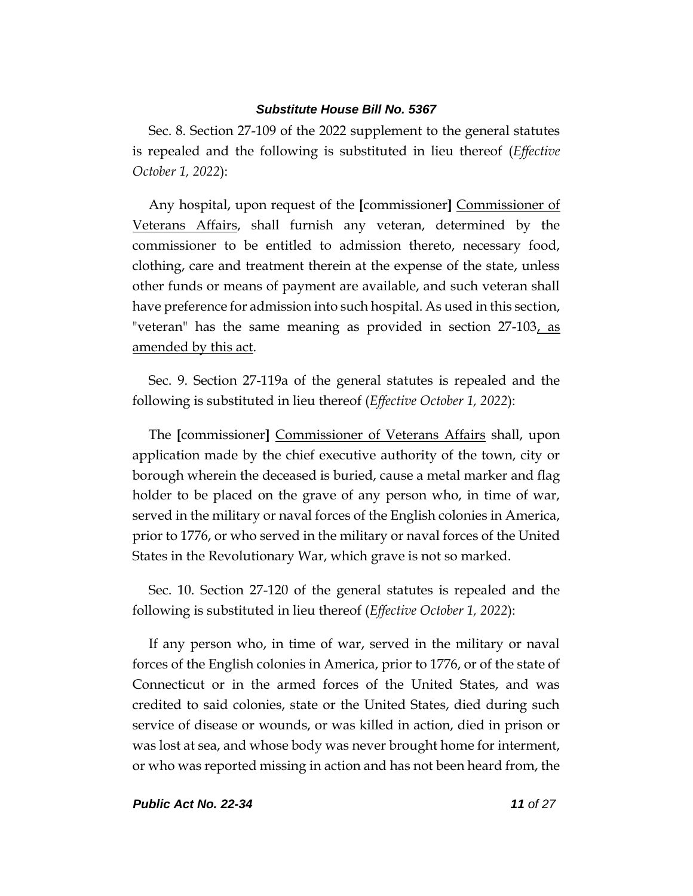Sec. 8. Section 27-109 of the 2022 supplement to the general statutes is repealed and the following is substituted in lieu thereof (*Effective October 1, 2022*):

Any hospital, upon request of the **[**commissioner**]** <u>Commissioner of Veterans Affairs</u>, shall furnish any veteran, determined by the commissioner to be entitled to admission thereto, necessary food, clothing, care and treatment therein at the expense of the state, unless other funds or means of payment are available, and such veteran shall have preference for admission into such hospital. As used in this section, "veteran" has the same meaning as provided in section 27-103<u>, as amended by this act</u>.

Sec. 9. Section 27-119a of the general statutes is repealed and the following is substituted in lieu thereof (*Effective October 1, 2022*):

The **[**commissioner**]** <u>Commissioner of Veterans Affairs</u> shall, upon application made by the chief executive authority of the town, city or borough wherein the deceased is buried, cause a metal marker and flag holder to be placed on the grave of any person who, in time of war, served in the military or naval forces of the English colonies in America, prior to 1776, or who served in the military or naval forces of the United States in the Revolutionary War, which grave is not so marked.

Sec. 10. Section 27-120 of the general statutes is repealed and the following is substituted in lieu thereof (*Effective October 1, 2022*):

If any person who, in time of war, served in the military or naval forces of the English colonies in America, prior to 1776, or of the state of Connecticut or in the armed forces of the United States, and was credited to said colonies, state or the United States, died during such service of disease or wounds, or was killed in action, died in prison or was lost at sea, and whose body was never brought home for interment, or who was reported missing in action and has not been heard from, the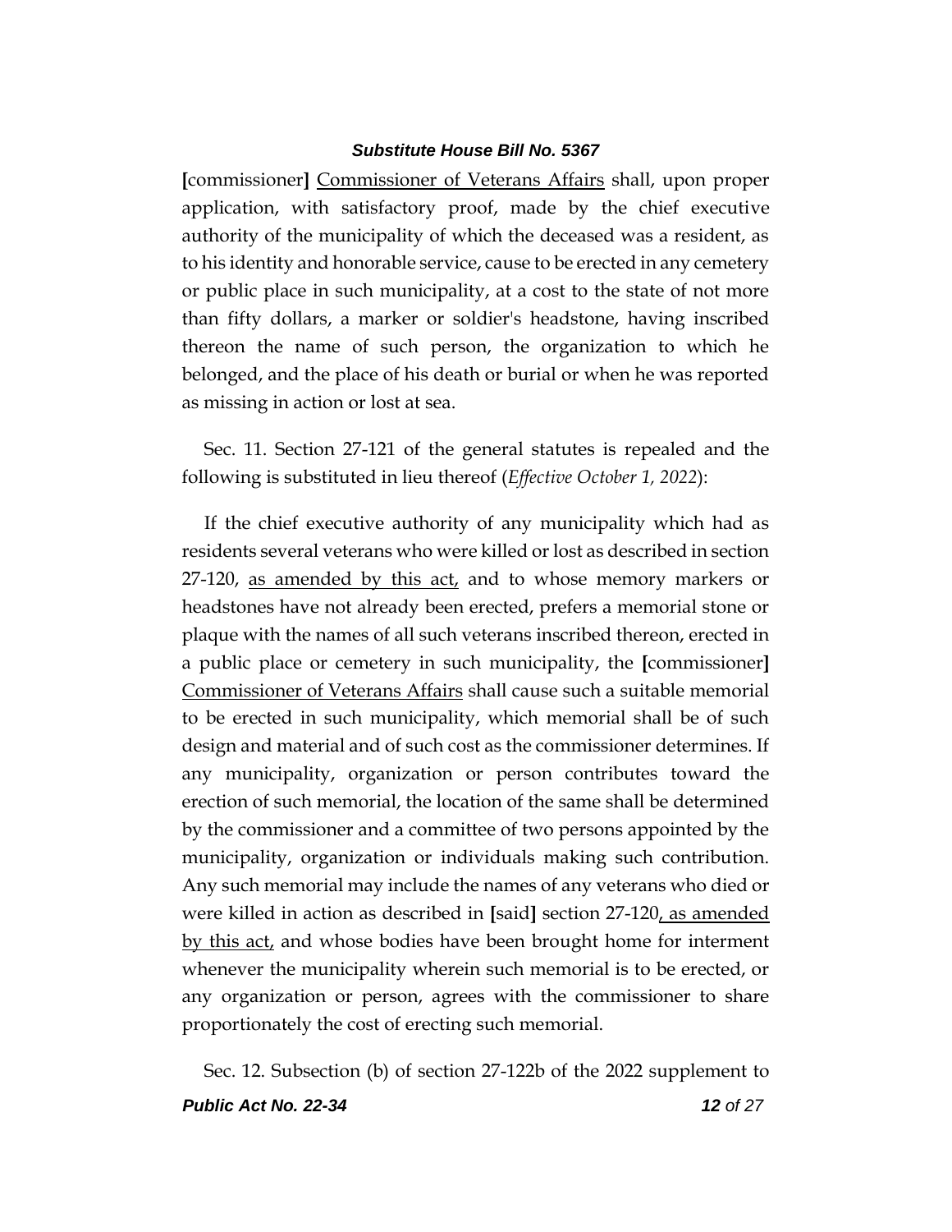[commissioner] Commissioner of Veterans Affairs shall, upon proper application, with satisfactory proof, made by the chief executive authority of the municipality of which the deceased was a resident, as to his identity and honorable service, cause to be erected in any cemetery or public place in such municipality, at a cost to the state of not more than fifty dollars, a marker or soldier's headstone, having inscribed thereon the name of such person, the organization to which he belonged, and the place of his death or burial or when he was reported as missing in action or lost at sea.

Sec. 11. Section 27-121 of the general statutes is repealed and the following is substituted in lieu thereof (*Effective October 1, 2022*):

If the chief executive authority of any municipality which had as residents several veterans who were killed or lost as described in section 27-120, as amended by this act, and to whose memory markers or headstones have not already been erected, prefers a memorial stone or plaque with the names of all such veterans inscribed thereon, erected in a public place or cemetery in such municipality, the [commissioner] Commissioner of Veterans Affairs shall cause such a suitable memorial to be erected in such municipality, which memorial shall be of such design and material and of such cost as the commissioner determines. If any municipality, organization or person contributes toward the erection of such memorial, the location of the same shall be determined by the commissioner and a committee of two persons appointed by the municipality, organization or individuals making such contribution. Any such memorial may include the names of any veterans who died or were killed in action as described in [said] section 27-120, as amended by this act, and whose bodies have been brought home for interment whenever the municipality wherein such memorial is to be erected, or any organization or person, agrees with the commissioner to share proportionately the cost of erecting such memorial.

Sec. 12. Subsection (b) of section 27-122b of the 2022 supplement to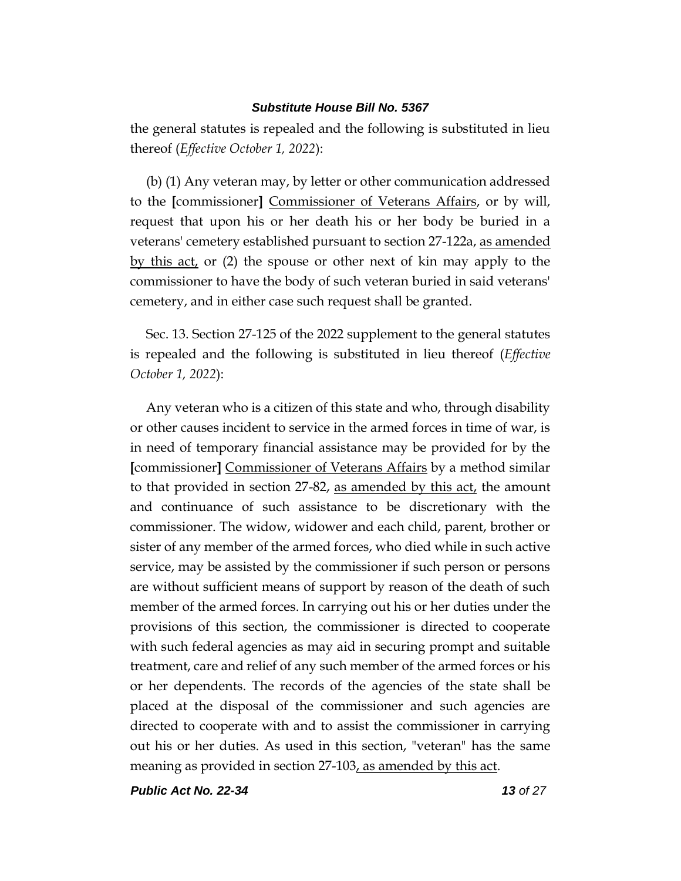the general statutes is repealed and the following is substituted in lieu thereof (*Effective October 1, 2022*):

(b) (1) Any veteran may, by letter or other communication addressed to the **[**commissioner**]** <u>Commissioner of Veterans Affairs</u>, or by will, request that upon his or her death his or her body be buried in a veterans' cemetery established pursuant to section 27-122a, <u>as amended by this act,</u> or (2) the spouse or other next of kin may apply to the commissioner to have the body of such veteran buried in said veterans' cemetery, and in either case such request shall be granted.

Sec. 13. Section 27-125 of the 2022 supplement to the general statutes is repealed and the following is substituted in lieu thereof (*Effective October 1, 2022*):

Any veteran who is a citizen of this state and who, through disability or other causes incident to service in the armed forces in time of war, is in need of temporary financial assistance may be provided for by the **[**commissioner**]** <u>Commissioner of Veterans Affairs</u> by a method similar to that provided in section 27-82, <u>as amended by this act,</u> the amount and continuance of such assistance to be discretionary with the commissioner. The widow, widower and each child, parent, brother or sister of any member of the armed forces, who died while in such active service, may be assisted by the commissioner if such person or persons are without sufficient means of support by reason of the death of such member of the armed forces. In carrying out his or her duties under the provisions of this section, the commissioner is directed to cooperate with such federal agencies as may aid in securing prompt and suitable treatment, care and relief of any such member of the armed forces or his or her dependents. The records of the agencies of the state shall be placed at the disposal of the commissioner and such agencies are directed to cooperate with and to assist the commissioner in carrying out his or her duties. As used in this section, "veteran" has the same meaning as provided in section 27-103<u>, as amended by this act</u>.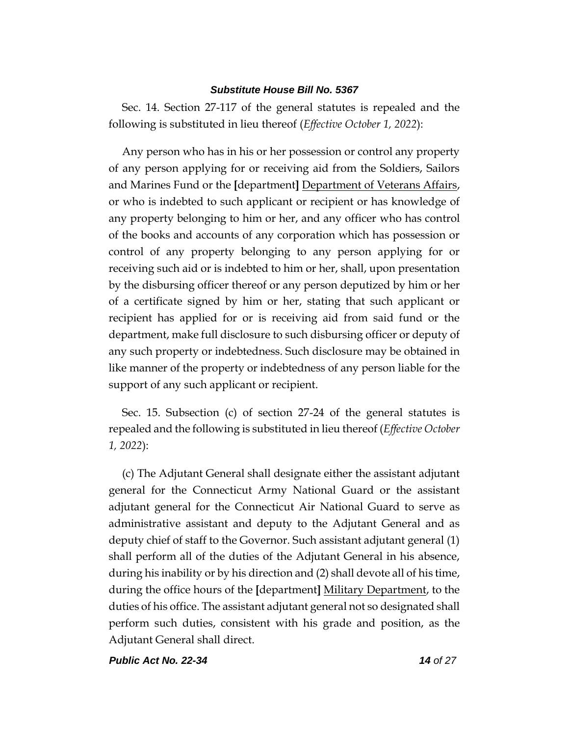Sec. 14. Section 27-117 of the general statutes is repealed and the following is substituted in lieu thereof (*Effective October 1, 2022*):

Any person who has in his or her possession or control any property of any person applying for or receiving aid from the Soldiers, Sailors and Marines Fund or the **[**department**]** <u>Department of Veterans Affairs</u>, or who is indebted to such applicant or recipient or has knowledge of any property belonging to him or her, and any officer who has control of the books and accounts of any corporation which has possession or control of any property belonging to any person applying for or receiving such aid or is indebted to him or her, shall, upon presentation by the disbursing officer thereof or any person deputized by him or her of a certificate signed by him or her, stating that such applicant or recipient has applied for or is receiving aid from said fund or the department, make full disclosure to such disbursing officer or deputy of any such property or indebtedness. Such disclosure may be obtained in like manner of the property or indebtedness of any person liable for the support of any such applicant or recipient.

Sec. 15. Subsection (c) of section 27-24 of the general statutes is repealed and the following is substituted in lieu thereof (*Effective October 1, 2022*):

(c) The Adjutant General shall designate either the assistant adjutant general for the Connecticut Army National Guard or the assistant adjutant general for the Connecticut Air National Guard to serve as administrative assistant and deputy to the Adjutant General and as deputy chief of staff to the Governor. Such assistant adjutant general (1) shall perform all of the duties of the Adjutant General in his absence, during his inability or by his direction and (2) shall devote all of his time, during the office hours of the **[**department**]** <u>Military Department</u>, to the duties of his office. The assistant adjutant general not so designated shall perform such duties, consistent with his grade and position, as the Adjutant General shall direct.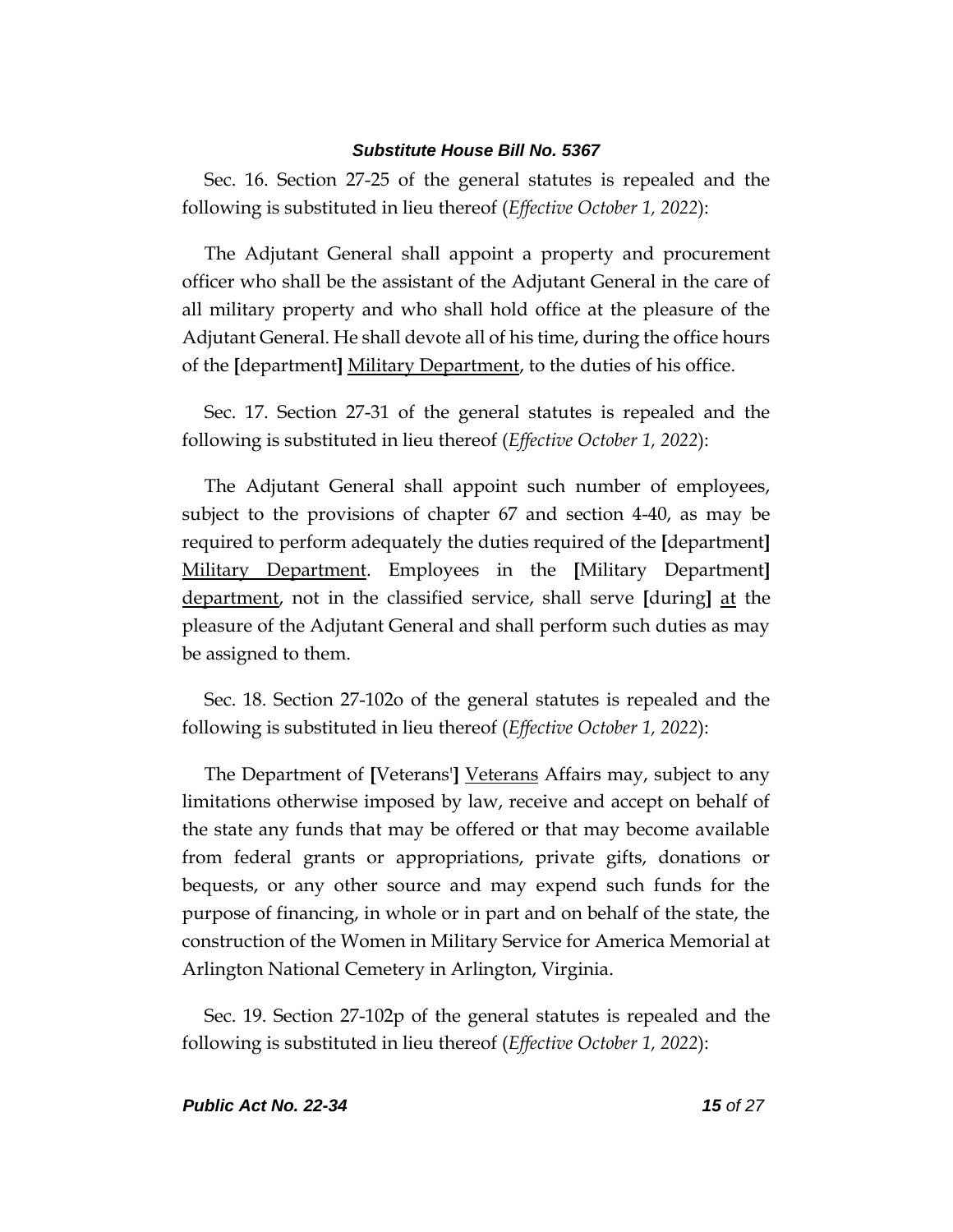Sec. 16. Section 27-25 of the general statutes is repealed and the following is substituted in lieu thereof (*Effective October 1, 2022*):

The Adjutant General shall appoint a property and procurement officer who shall be the assistant of the Adjutant General in the care of all military property and who shall hold office at the pleasure of the Adjutant General. He shall devote all of his time, during the office hours of the **[**department**]** <u>Military Department</u>, to the duties of his office.

Sec. 17. Section 27-31 of the general statutes is repealed and the following is substituted in lieu thereof (*Effective October 1, 2022*):

The Adjutant General shall appoint such number of employees, subject to the provisions of chapter 67 and section 4-40, as may be required to perform adequately the duties required of the **[**department**]** <u>Military Department</u>. Employees in the **[**Military Department**]** <u>department</u>, not in the classified service, shall serve **[**during**]** <u>at</u> the pleasure of the Adjutant General and shall perform such duties as may be assigned to them.

Sec. 18. Section 27-102o of the general statutes is repealed and the following is substituted in lieu thereof (*Effective October 1, 2022*):

The Department of **[**Veterans'**]** <u>Veterans</u> Affairs may, subject to any limitations otherwise imposed by law, receive and accept on behalf of the state any funds that may be offered or that may become available from federal grants or appropriations, private gifts, donations or bequests, or any other source and may expend such funds for the purpose of financing, in whole or in part and on behalf of the state, the construction of the Women in Military Service for America Memorial at Arlington National Cemetery in Arlington, Virginia.

Sec. 19. Section 27-102p of the general statutes is repealed and the following is substituted in lieu thereof (*Effective October 1, 2022*):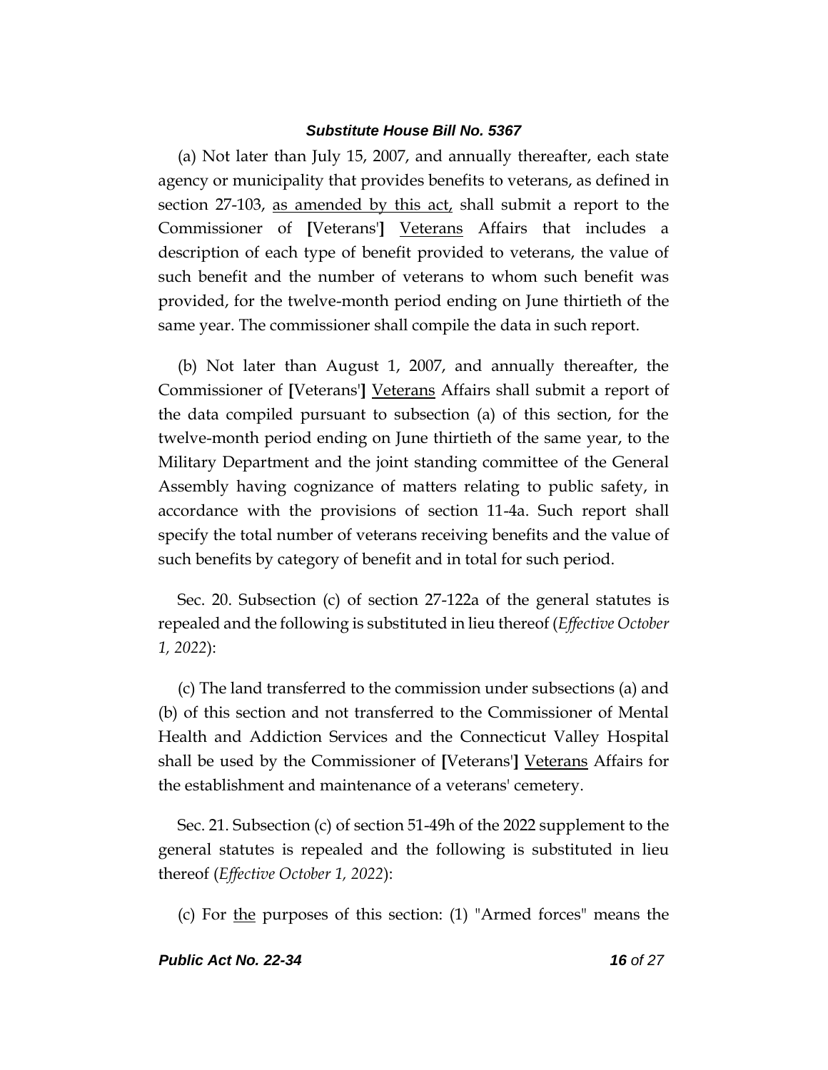(a) Not later than July 15, 2007, and annually thereafter, each state agency or municipality that provides benefits to veterans, as defined in section 27-103, as amended by this act, shall submit a report to the Commissioner of [Veterans'] Veterans Affairs that includes a description of each type of benefit provided to veterans, the value of such benefit and the number of veterans to whom such benefit was provided, for the twelve-month period ending on June thirtieth of the same year. The commissioner shall compile the data in such report.

(b) Not later than August 1, 2007, and annually thereafter, the Commissioner of [Veterans'] Veterans Affairs shall submit a report of the data compiled pursuant to subsection (a) of this section, for the twelve-month period ending on June thirtieth of the same year, to the Military Department and the joint standing committee of the General Assembly having cognizance of matters relating to public safety, in accordance with the provisions of section 11-4a. Such report shall specify the total number of veterans receiving benefits and the value of such benefits by category of benefit and in total for such period.

Sec. 20. Subsection (c) of section 27-122a of the general statutes is repealed and the following is substituted in lieu thereof (*Effective October 1, 2022*):

(c) The land transferred to the commission under subsections (a) and (b) of this section and not transferred to the Commissioner of Mental Health and Addiction Services and the Connecticut Valley Hospital shall be used by the Commissioner of [Veterans'] Veterans Affairs for the establishment and maintenance of a veterans' cemetery.

Sec. 21. Subsection (c) of section 51-49h of the 2022 supplement to the general statutes is repealed and the following is substituted in lieu thereof (*Effective October 1, 2022*):

(c) For the purposes of this section: (1) "Armed forces" means the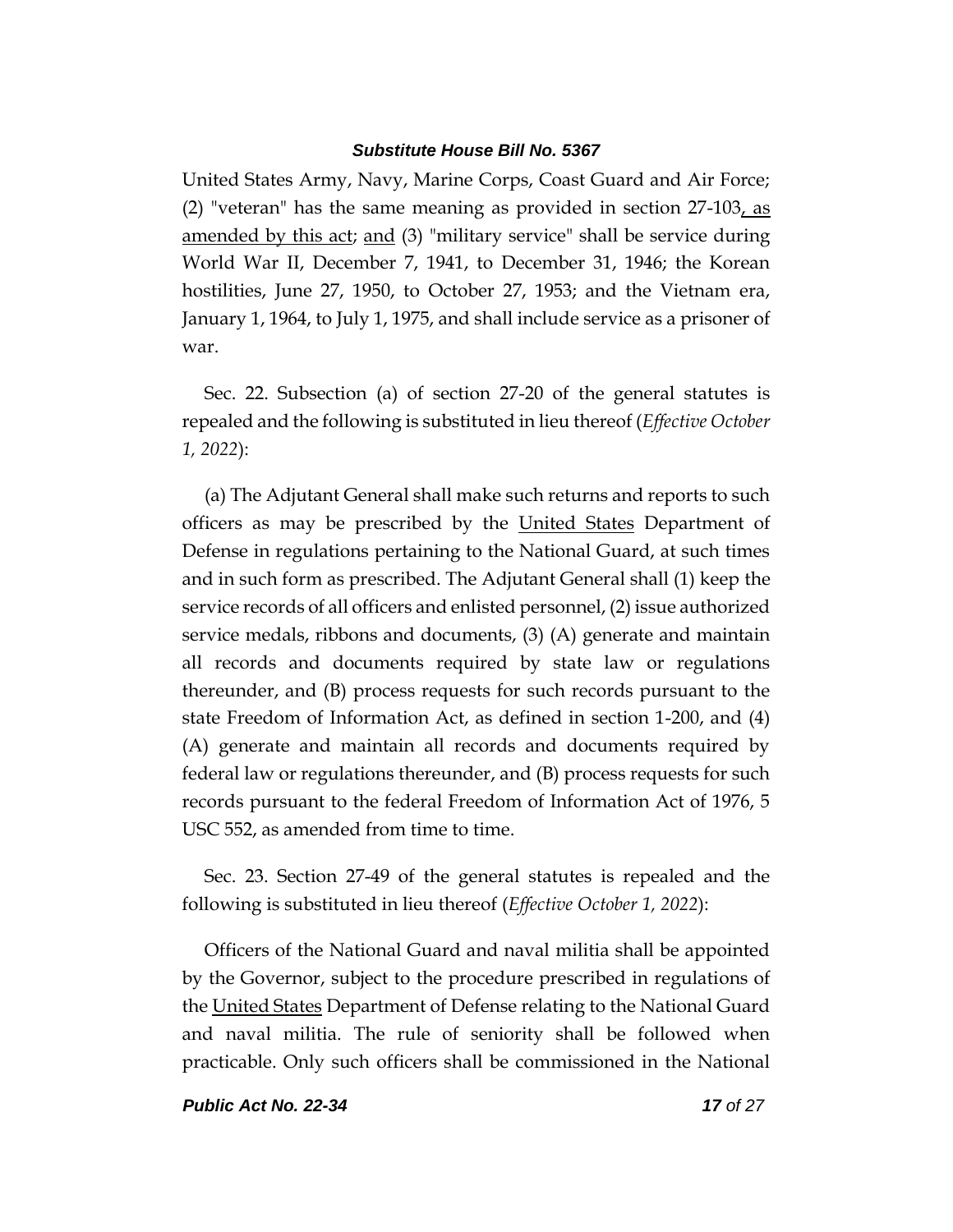United States Army, Navy, Marine Corps, Coast Guard and Air Force; (2) "veteran" has the same meaning as provided in section 27-103<u>, as amended by this act</u>; <u>and</u> (3) "military service" shall be service during World War II, December 7, 1941, to December 31, 1946; the Korean hostilities, June 27, 1950, to October 27, 1953; and the Vietnam era, January 1, 1964, to July 1, 1975, and shall include service as a prisoner of war.

Sec. 22. Subsection (a) of section 27-20 of the general statutes is repealed and the following is substituted in lieu thereof (*Effective October 1, 2022*):

(a) The Adjutant General shall make such returns and reports to such officers as may be prescribed by the <u>United States</u> Department of Defense in regulations pertaining to the National Guard, at such times and in such form as prescribed. The Adjutant General shall (1) keep the service records of all officers and enlisted personnel, (2) issue authorized service medals, ribbons and documents, (3) (A) generate and maintain all records and documents required by state law or regulations thereunder, and (B) process requests for such records pursuant to the state Freedom of Information Act, as defined in section 1-200, and (4) (A) generate and maintain all records and documents required by federal law or regulations thereunder, and (B) process requests for such records pursuant to the federal Freedom of Information Act of 1976, 5 USC 552, as amended from time to time.

Sec. 23. Section 27-49 of the general statutes is repealed and the following is substituted in lieu thereof (*Effective October 1, 2022*):

Officers of the National Guard and naval militia shall be appointed by the Governor, subject to the procedure prescribed in regulations of the <u>United States</u> Department of Defense relating to the National Guard and naval militia. The rule of seniority shall be followed when practicable. Only such officers shall be commissioned in the National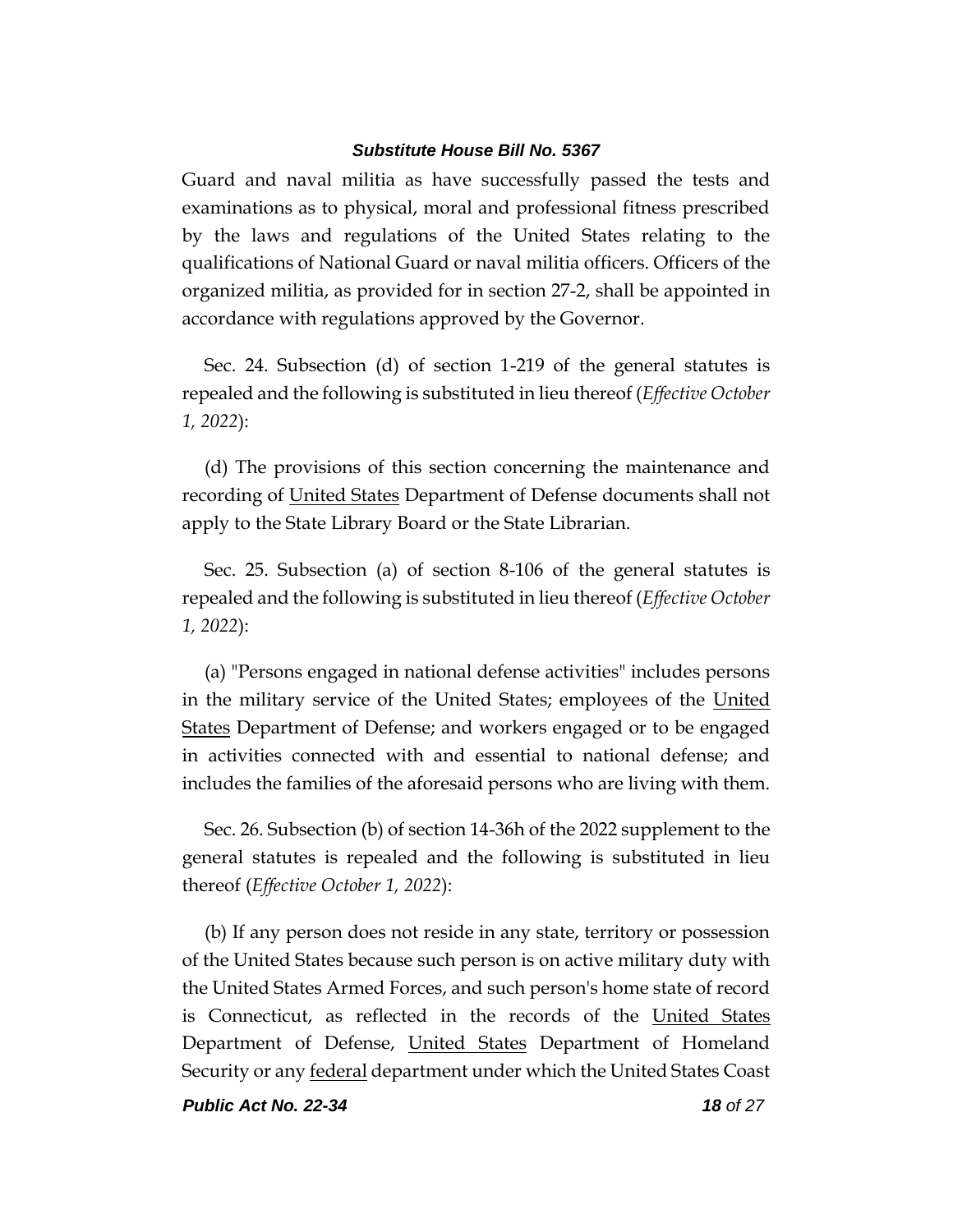Guard and naval militia as have successfully passed the tests and examinations as to physical, moral and professional fitness prescribed by the laws and regulations of the United States relating to the qualifications of National Guard or naval militia officers. Officers of the organized militia, as provided for in section 27-2, shall be appointed in accordance with regulations approved by the Governor.

Sec. 24. Subsection (d) of section 1-219 of the general statutes is repealed and the following is substituted in lieu thereof (*Effective October 1, 2022*):

(d) The provisions of this section concerning the maintenance and recording of <u>United States</u> Department of Defense documents shall not apply to the State Library Board or the State Librarian.

Sec. 25. Subsection (a) of section 8-106 of the general statutes is repealed and the following is substituted in lieu thereof (*Effective October 1, 2022*):

(a) "Persons engaged in national defense activities" includes persons in the military service of the United States; employees of the <u>United States</u> Department of Defense; and workers engaged or to be engaged in activities connected with and essential to national defense; and includes the families of the aforesaid persons who are living with them.

Sec. 26. Subsection (b) of section 14-36h of the 2022 supplement to the general statutes is repealed and the following is substituted in lieu thereof (*Effective October 1, 2022*):

(b) If any person does not reside in any state, territory or possession of the United States because such person is on active military duty with the United States Armed Forces, and such person's home state of record is Connecticut, as reflected in the records of the <u>United States</u> Department of Defense, <u>United States</u> Department of Homeland Security or any <u>federal</u> department under which the United States Coast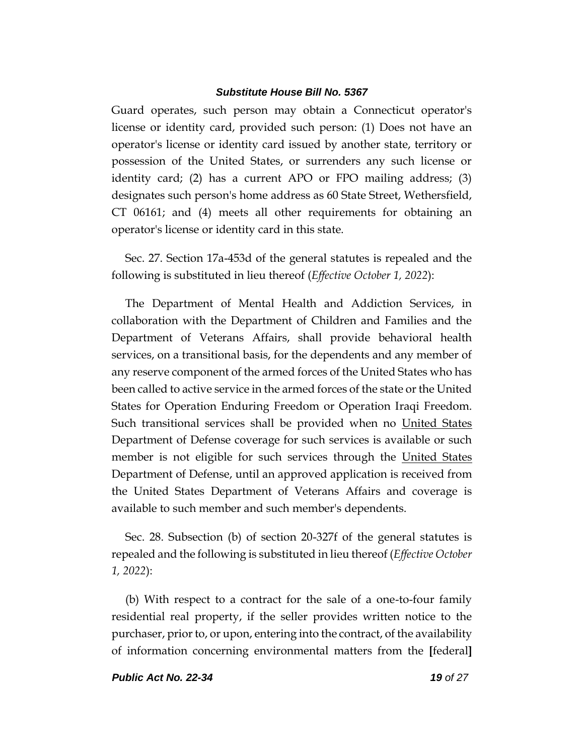Guard operates, such person may obtain a Connecticut operator's license or identity card, provided such person: (1) Does not have an operator's license or identity card issued by another state, territory or possession of the United States, or surrenders any such license or identity card; (2) has a current APO or FPO mailing address; (3) designates such person's home address as 60 State Street, Wethersfield, CT 06161; and (4) meets all other requirements for obtaining an operator's license or identity card in this state.

Sec. 27. Section 17a-453d of the general statutes is repealed and the following is substituted in lieu thereof (*Effective October 1, 2022*):

The Department of Mental Health and Addiction Services, in collaboration with the Department of Children and Families and the Department of Veterans Affairs, shall provide behavioral health services, on a transitional basis, for the dependents and any member of any reserve component of the armed forces of the United States who has been called to active service in the armed forces of the state or the United States for Operation Enduring Freedom or Operation Iraqi Freedom. Such transitional services shall be provided when no <u>United States</u> Department of Defense coverage for such services is available or such member is not eligible for such services through the <u>United States</u> Department of Defense, until an approved application is received from the United States Department of Veterans Affairs and coverage is available to such member and such member's dependents.

Sec. 28. Subsection (b) of section 20-327f of the general statutes is repealed and the following is substituted in lieu thereof (*Effective October 1, 2022*):

(b) With respect to a contract for the sale of a one-to-four family residential real property, if the seller provides written notice to the purchaser, prior to, or upon, entering into the contract, of the availability of information concerning environmental matters from the **[**federal**]**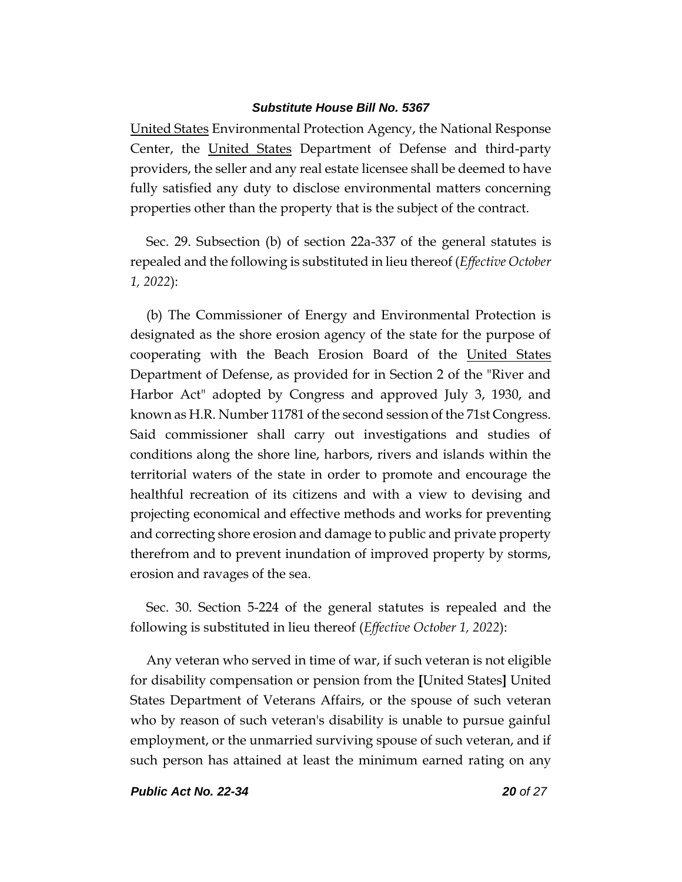United States Environmental Protection Agency, the National Response Center, the United States Department of Defense and third-party providers, the seller and any real estate licensee shall be deemed to have fully satisfied any duty to disclose environmental matters concerning properties other than the property that is the subject of the contract.

Sec. 29. Subsection (b) of section 22a-337 of the general statutes is repealed and the following is substituted in lieu thereof (*Effective October 1, 2022*):

(b) The Commissioner of Energy and Environmental Protection is designated as the shore erosion agency of the state for the purpose of cooperating with the Beach Erosion Board of the United States Department of Defense, as provided for in Section 2 of the "River and Harbor Act" adopted by Congress and approved July 3, 1930, and known as H.R. Number 11781 of the second session of the 71st Congress. Said commissioner shall carry out investigations and studies of conditions along the shore line, harbors, rivers and islands within the territorial waters of the state in order to promote and encourage the healthful recreation of its citizens and with a view to devising and projecting economical and effective methods and works for preventing and correcting shore erosion and damage to public and private property therefrom and to prevent inundation of improved property by storms, erosion and ravages of the sea.

Sec. 30. Section 5-224 of the general statutes is repealed and the following is substituted in lieu thereof (*Effective October 1, 2022*):

Any veteran who served in time of war, if such veteran is not eligible for disability compensation or pension from the **[**United States**]** United States Department of Veterans Affairs, or the spouse of such veteran who by reason of such veteran's disability is unable to pursue gainful employment, or the unmarried surviving spouse of such veteran, and if such person has attained at least the minimum earned rating on any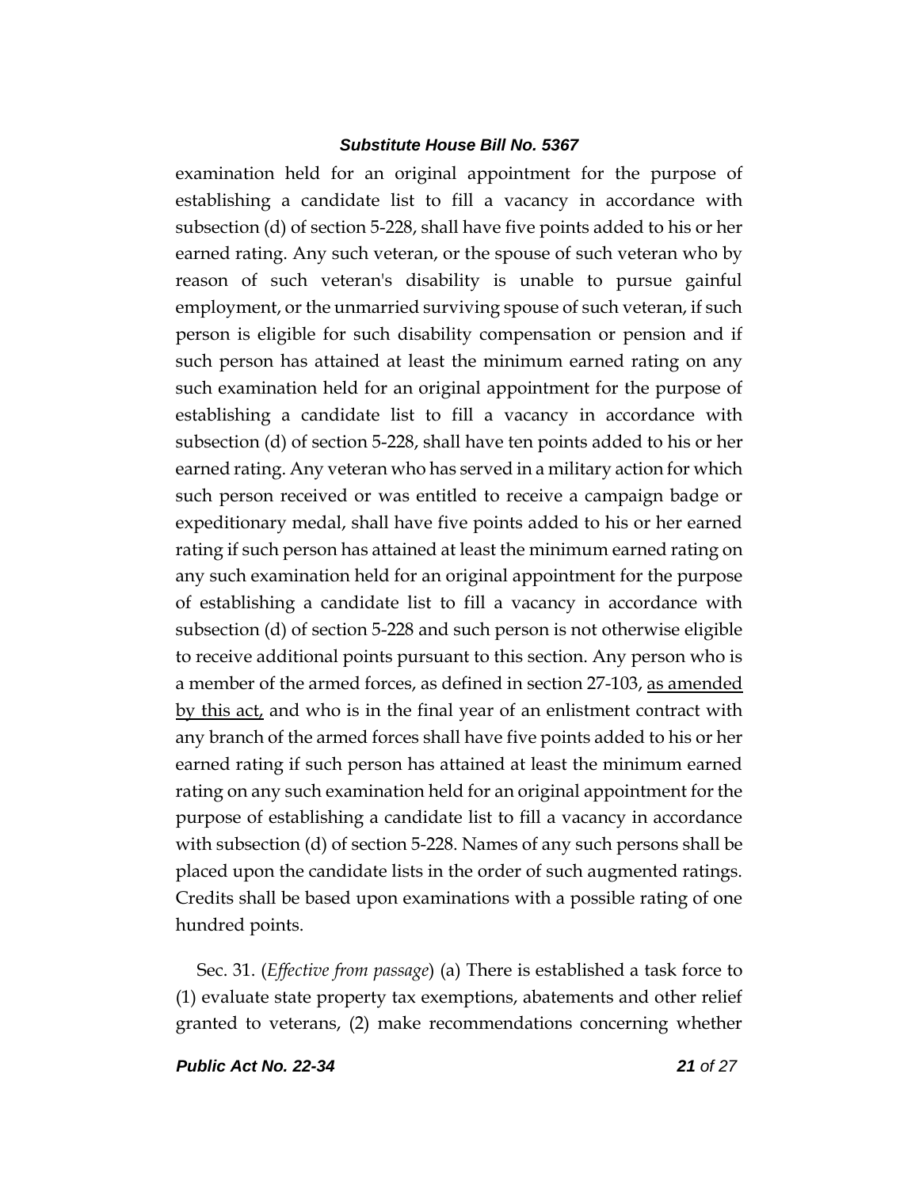examination held for an original appointment for the purpose of establishing a candidate list to fill a vacancy in accordance with subsection (d) of section 5-228, shall have five points added to his or her earned rating. Any such veteran, or the spouse of such veteran who by reason of such veteran's disability is unable to pursue gainful employment, or the unmarried surviving spouse of such veteran, if such person is eligible for such disability compensation or pension and if such person has attained at least the minimum earned rating on any such examination held for an original appointment for the purpose of establishing a candidate list to fill a vacancy in accordance with subsection (d) of section 5-228, shall have ten points added to his or her earned rating. Any veteran who has served in a military action for which such person received or was entitled to receive a campaign badge or expeditionary medal, shall have five points added to his or her earned rating if such person has attained at least the minimum earned rating on any such examination held for an original appointment for the purpose of establishing a candidate list to fill a vacancy in accordance with subsection (d) of section 5-228 and such person is not otherwise eligible to receive additional points pursuant to this section. Any person who is a member of the armed forces, as defined in section 27-103, as amended by this act, and who is in the final year of an enlistment contract with any branch of the armed forces shall have five points added to his or her earned rating if such person has attained at least the minimum earned rating on any such examination held for an original appointment for the purpose of establishing a candidate list to fill a vacancy in accordance with subsection (d) of section 5-228. Names of any such persons shall be placed upon the candidate lists in the order of such augmented ratings. Credits shall be based upon examinations with a possible rating of one hundred points.

Sec. 31. (*Effective from passage*) (a) There is established a task force to (1) evaluate state property tax exemptions, abatements and other relief granted to veterans, (2) make recommendations concerning whether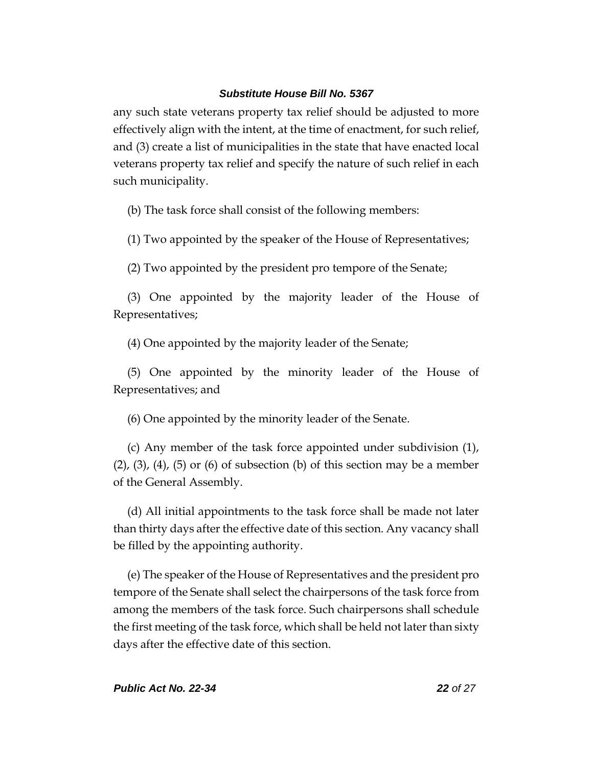any such state veterans property tax relief should be adjusted to more effectively align with the intent, at the time of enactment, for such relief, and (3) create a list of municipalities in the state that have enacted local veterans property tax relief and specify the nature of such relief in each such municipality.

(b) The task force shall consist of the following members:

(1) Two appointed by the speaker of the House of Representatives;

(2) Two appointed by the president pro tempore of the Senate;

(3) One appointed by the majority leader of the House of Representatives;

(4) One appointed by the majority leader of the Senate;

(5) One appointed by the minority leader of the House of Representatives; and

(6) One appointed by the minority leader of the Senate.

(c) Any member of the task force appointed under subdivision (1), (2), (3), (4), (5) or (6) of subsection (b) of this section may be a member of the General Assembly.

(d) All initial appointments to the task force shall be made not later than thirty days after the effective date of this section. Any vacancy shall be filled by the appointing authority.

(e) The speaker of the House of Representatives and the president pro tempore of the Senate shall select the chairpersons of the task force from among the members of the task force. Such chairpersons shall schedule the first meeting of the task force, which shall be held not later than sixty days after the effective date of this section.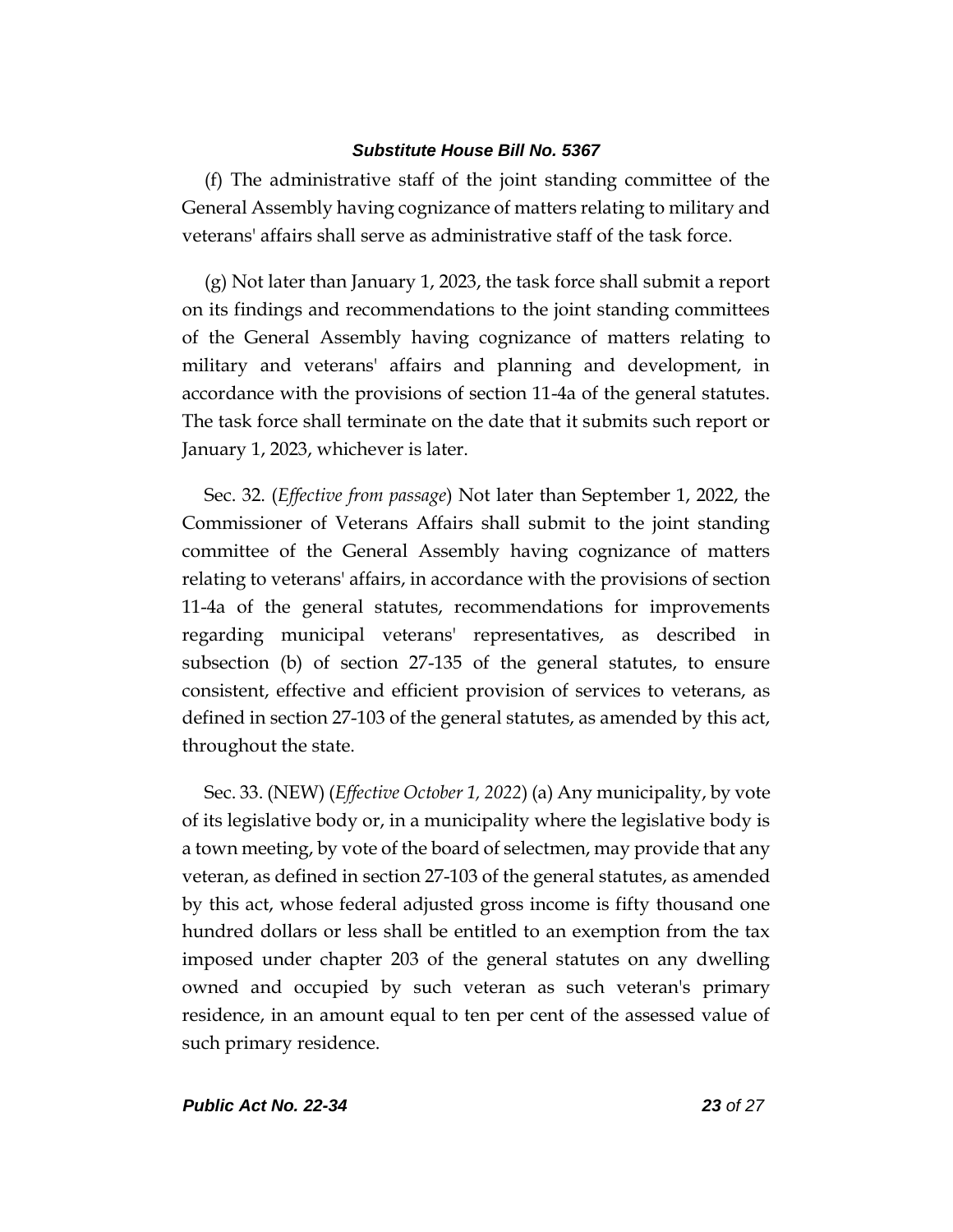(f) The administrative staff of the joint standing committee of the General Assembly having cognizance of matters relating to military and veterans' affairs shall serve as administrative staff of the task force.

(g) Not later than January 1, 2023, the task force shall submit a report on its findings and recommendations to the joint standing committees of the General Assembly having cognizance of matters relating to military and veterans' affairs and planning and development, in accordance with the provisions of section 11-4a of the general statutes. The task force shall terminate on the date that it submits such report or January 1, 2023, whichever is later.

Sec. 32. (*Effective from passage*) Not later than September 1, 2022, the Commissioner of Veterans Affairs shall submit to the joint standing committee of the General Assembly having cognizance of matters relating to veterans' affairs, in accordance with the provisions of section 11-4a of the general statutes, recommendations for improvements regarding municipal veterans' representatives, as described in subsection (b) of section 27-135 of the general statutes, to ensure consistent, effective and efficient provision of services to veterans, as defined in section 27-103 of the general statutes, as amended by this act, throughout the state.

Sec. 33. (NEW) (*Effective October 1, 2022*) (a) Any municipality, by vote of its legislative body or, in a municipality where the legislative body is a town meeting, by vote of the board of selectmen, may provide that any veteran, as defined in section 27-103 of the general statutes, as amended by this act, whose federal adjusted gross income is fifty thousand one hundred dollars or less shall be entitled to an exemption from the tax imposed under chapter 203 of the general statutes on any dwelling owned and occupied by such veteran as such veteran's primary residence, in an amount equal to ten per cent of the assessed value of such primary residence.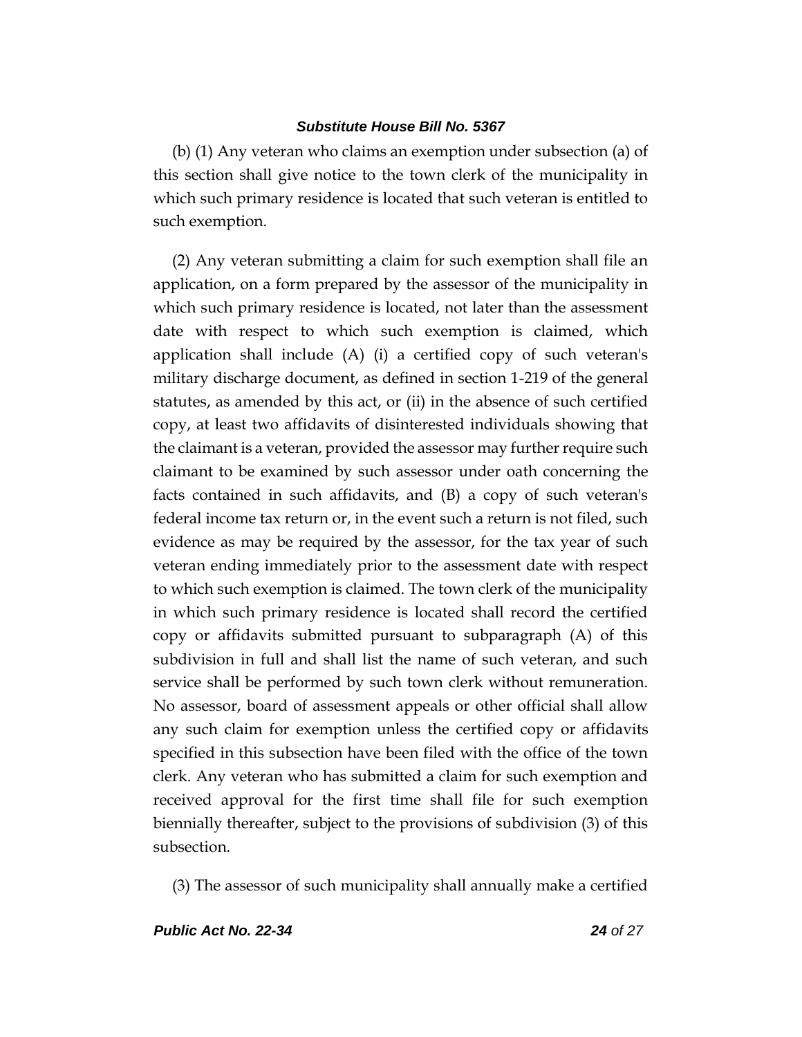(b) (1) Any veteran who claims an exemption under subsection (a) of this section shall give notice to the town clerk of the municipality in which such primary residence is located that such veteran is entitled to such exemption.

(2) Any veteran submitting a claim for such exemption shall file an application, on a form prepared by the assessor of the municipality in which such primary residence is located, not later than the assessment date with respect to which such exemption is claimed, which application shall include (A) (i) a certified copy of such veteran's military discharge document, as defined in section 1-219 of the general statutes, as amended by this act, or (ii) in the absence of such certified copy, at least two affidavits of disinterested individuals showing that the claimant is a veteran, provided the assessor may further require such claimant to be examined by such assessor under oath concerning the facts contained in such affidavits, and (B) a copy of such veteran's federal income tax return or, in the event such a return is not filed, such evidence as may be required by the assessor, for the tax year of such veteran ending immediately prior to the assessment date with respect to which such exemption is claimed. The town clerk of the municipality in which such primary residence is located shall record the certified copy or affidavits submitted pursuant to subparagraph (A) of this subdivision in full and shall list the name of such veteran, and such service shall be performed by such town clerk without remuneration. No assessor, board of assessment appeals or other official shall allow any such claim for exemption unless the certified copy or affidavits specified in this subsection have been filed with the office of the town clerk. Any veteran who has submitted a claim for such exemption and received approval for the first time shall file for such exemption biennially thereafter, subject to the provisions of subdivision (3) of this subsection.

(3) The assessor of such municipality shall annually make a certified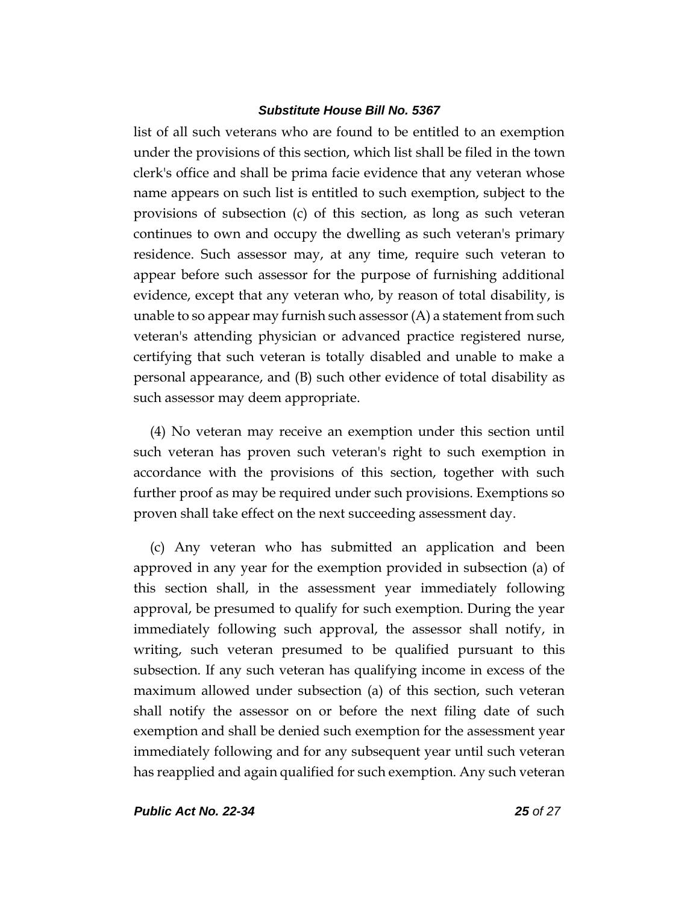list of all such veterans who are found to be entitled to an exemption under the provisions of this section, which list shall be filed in the town clerk's office and shall be prima facie evidence that any veteran whose name appears on such list is entitled to such exemption, subject to the provisions of subsection (c) of this section, as long as such veteran continues to own and occupy the dwelling as such veteran's primary residence. Such assessor may, at any time, require such veteran to appear before such assessor for the purpose of furnishing additional evidence, except that any veteran who, by reason of total disability, is unable to so appear may furnish such assessor (A) a statement from such veteran's attending physician or advanced practice registered nurse, certifying that such veteran is totally disabled and unable to make a personal appearance, and (B) such other evidence of total disability as such assessor may deem appropriate.

(4) No veteran may receive an exemption under this section until such veteran has proven such veteran's right to such exemption in accordance with the provisions of this section, together with such further proof as may be required under such provisions. Exemptions so proven shall take effect on the next succeeding assessment day.

(c) Any veteran who has submitted an application and been approved in any year for the exemption provided in subsection (a) of this section shall, in the assessment year immediately following approval, be presumed to qualify for such exemption. During the year immediately following such approval, the assessor shall notify, in writing, such veteran presumed to be qualified pursuant to this subsection. If any such veteran has qualifying income in excess of the maximum allowed under subsection (a) of this section, such veteran shall notify the assessor on or before the next filing date of such exemption and shall be denied such exemption for the assessment year immediately following and for any subsequent year until such veteran has reapplied and again qualified for such exemption. Any such veteran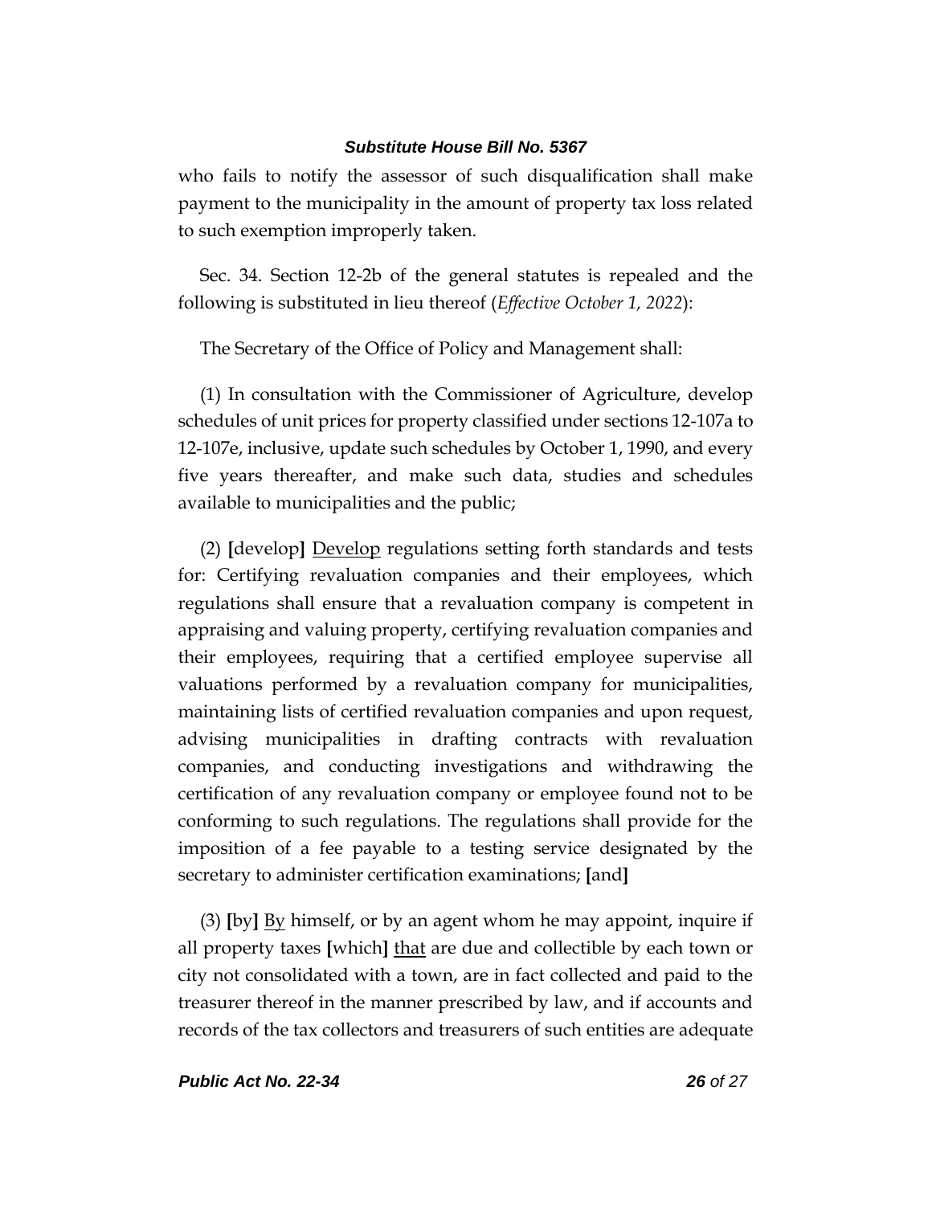who fails to notify the assessor of such disqualification shall make payment to the municipality in the amount of property tax loss related to such exemption improperly taken.

Sec. 34. Section 12-2b of the general statutes is repealed and the following is substituted in lieu thereof (*Effective October 1, 2022*):

The Secretary of the Office of Policy and Management shall:

(1) In consultation with the Commissioner of Agriculture, develop schedules of unit prices for property classified under sections 12-107a to 12-107e, inclusive, update such schedules by October 1, 1990, and every five years thereafter, and make such data, studies and schedules available to municipalities and the public;

(2) **[**develop**]** <u>Develop</u> regulations setting forth standards and tests for: Certifying revaluation companies and their employees, which regulations shall ensure that a revaluation company is competent in appraising and valuing property, certifying revaluation companies and their employees, requiring that a certified employee supervise all valuations performed by a revaluation company for municipalities, maintaining lists of certified revaluation companies and upon request, advising municipalities in drafting contracts with revaluation companies, and conducting investigations and withdrawing the certification of any revaluation company or employee found not to be conforming to such regulations. The regulations shall provide for the imposition of a fee payable to a testing service designated by the secretary to administer certification examinations; **[**and**]**

(3) **[**by**]** <u>By</u> himself, or by an agent whom he may appoint, inquire if all property taxes **[**which**]** <u>that</u> are due and collectible by each town or city not consolidated with a town, are in fact collected and paid to the treasurer thereof in the manner prescribed by law, and if accounts and records of the tax collectors and treasurers of such entities are adequate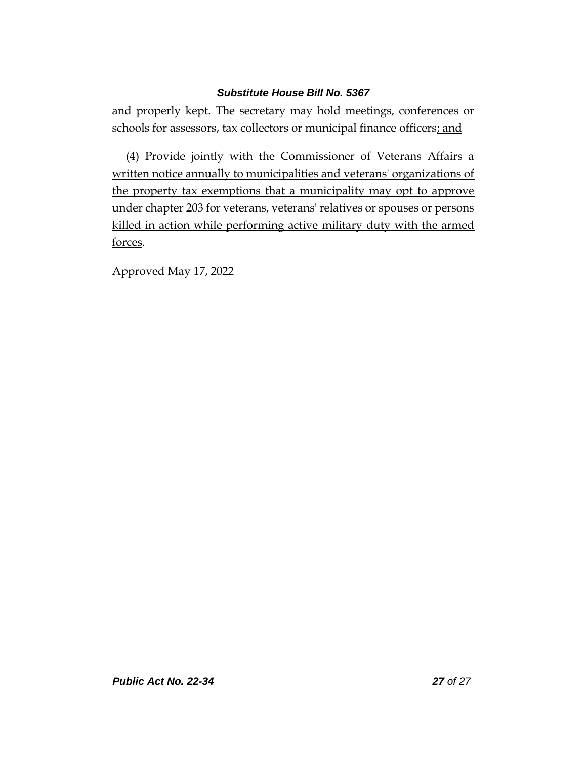and properly kept. The secretary may hold meetings, conferences or schools for assessors, tax collectors or municipal finance officers; and

(4) Provide jointly with the Commissioner of Veterans Affairs a written notice annually to municipalities and veterans' organizations of the property tax exemptions that a municipality may opt to approve under chapter 203 for veterans, veterans' relatives or spouses or persons killed in action while performing active military duty with the armed forces.

Approved May 17, 2022